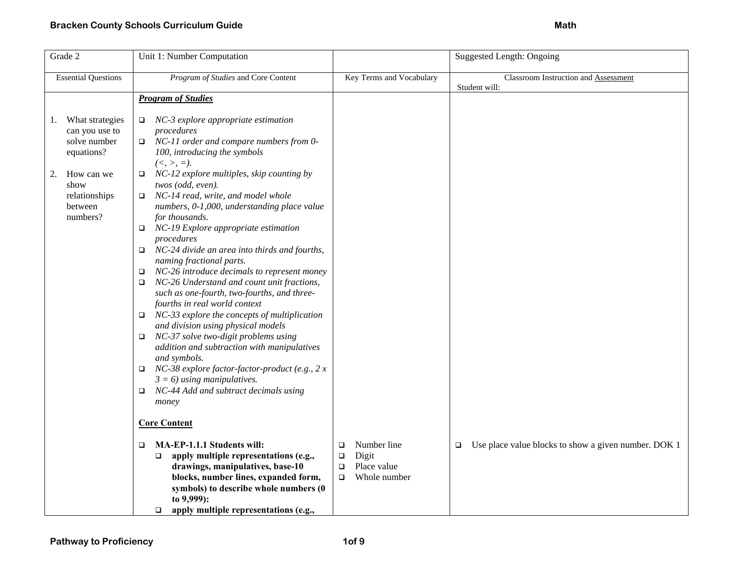| Grade 2 | Unit 1: Number Computation | | Suggested Length: Ongoing |
|---|---|---|---|
| Essential Questions | *Program of Studies* and Core Content | Key Terms and Vocabulary | Classroom Instruction and Assessment<br>Student will: |
| 1. What strategies can you use to solve number equations?<br><br>2. How can we show relationships between numbers? | ***Program of Studies***<br><br>❑ *NC-3 explore appropriate estimation procedures*<br>❑ *NC-11 order and compare numbers from 0-100, introducing the symbols (<, >, =).*<br>❑ *NC-12 explore multiples, skip counting by twos (odd, even).*<br>❑ *NC-14 read, write, and model whole numbers, 0-1,000, understanding place value for thousands.*<br>❑ *NC-19 Explore appropriate estimation procedures*<br>❑ *NC-24 divide an area into thirds and fourths, naming fractional parts.*<br>❑ *NC-26 introduce decimals to represent money*<br>❑ *NC-26 Understand and count unit fractions, such as one-fourth, two-fourths, and three-fourths in real world context*<br>❑ *NC-33 explore the concepts of multiplication and division using physical models*<br>❑ *NC-37 solve two-digit problems using addition and subtraction with manipulatives and symbols.*<br>❑ *NC-38 explore factor-factor-product (e.g., 2 x 3 = 6) using manipulatives.*<br>❑ *NC-44 Add and subtract decimals using money* | | |
| | **Core Content**<br><br>❑ **MA-EP-1.1.1 Students will:**<br>❑ **apply multiple representations (e.g., drawings, manipulatives, base-10 blocks, number lines, expanded form, symbols) to describe whole numbers (0 to 9,999):**<br>❑ **apply multiple representations (e.g.,** | ❑ Number line<br>❑ Digit<br>❑ Place value<br>❑ Whole number | ❑ Use place value blocks to show a given number. DOK 1 |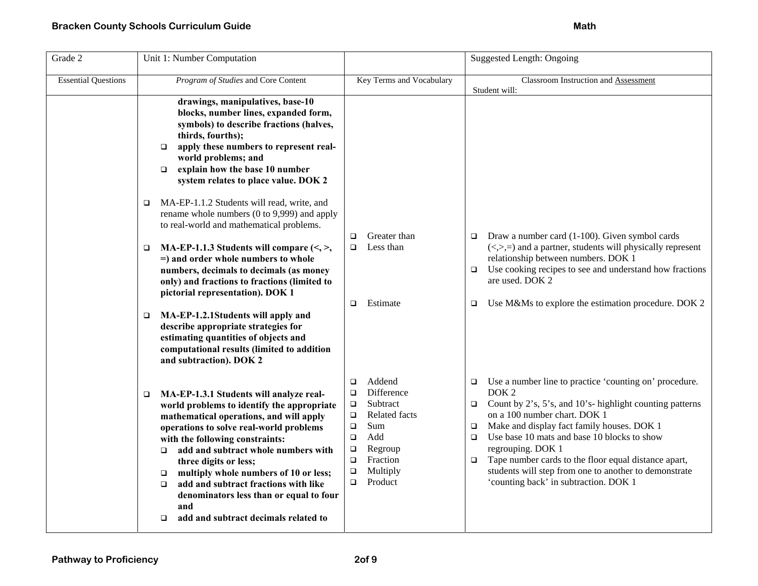| Grade 2 | Unit 1: Number Computation | | Suggested Length: Ongoing |
|---|---|---|---|
| Essential Questions | *Program of Studies* and Core Content | Key Terms and Vocabulary | Classroom Instruction and Assessment<br>Student will: |
| | **drawings, manipulatives, base-10 blocks, number lines, expanded form, symbols) to describe fractions (halves, thirds, fourths);**<br>❑ **apply these numbers to represent real-world problems; and**<br>❑ **explain how the base 10 number system relates to place value. DOK 2**<br><br>❑ MA-EP-1.1.2 Students will read, write, and rename whole numbers (0 to 9,999) and apply to real-world and mathematical problems.<br><br>❑ **MA-EP-1.1.3 Students will compare (<, >, =) and order whole numbers to whole numbers, decimals to decimals (as money only) and fractions to fractions (limited to pictorial representation). DOK 1** | ❑ Greater than<br>❑ Less than | ❑ Draw a number card (1-100). Given symbol cards (<,>,=) and a partner, students will physically represent relationship between numbers. DOK 1<br>❑ Use cooking recipes to see and understand how fractions are used. DOK 2 |
| | ❑ **MA-EP-1.2.1Students will apply and describe appropriate strategies for estimating quantities of objects and computational results (limited to addition and subtraction). DOK 2** | ❑ Estimate | ❑ Use M&Ms to explore the estimation procedure. DOK 2 |
| | ❑ **MA-EP-1.3.1 Students will analyze real-world problems to identify the appropriate mathematical operations, and will apply operations to solve real-world problems with the following constraints:**<br>❑ **add and subtract whole numbers with three digits or less;**<br>❑ **multiply whole numbers of 10 or less;**<br>❑ **add and subtract fractions with like denominators less than or equal to four and**<br>❑ **add and subtract decimals related to** | ❑ Addend<br>❑ Difference<br>❑ Subtract<br>❑ Related facts<br>❑ Sum<br>❑ Add<br>❑ Regroup<br>❑ Fraction<br>❑ Multiply<br>❑ Product | ❑ Use a number line to practice 'counting on' procedure. DOK 2<br>❑ Count by 2's, 5's, and 10's- highlight counting patterns on a 100 number chart. DOK 1<br>❑ Make and display fact family houses. DOK 1<br>❑ Use base 10 mats and base 10 blocks to show regrouping. DOK 1<br>❑ Tape number cards to the floor equal distance apart, students will step from one to another to demonstrate 'counting back' in subtraction. DOK 1 |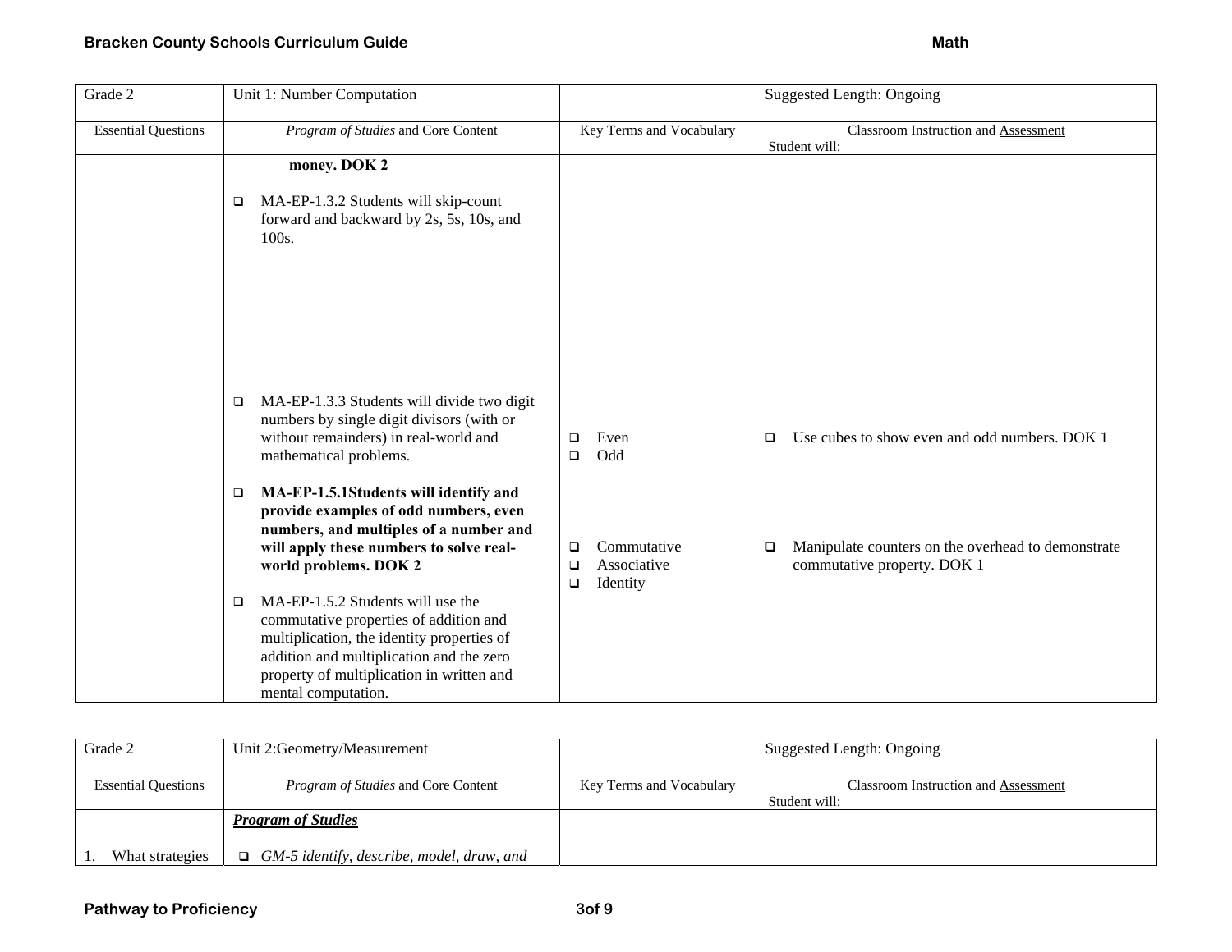| Grade 2 | Unit 1: Number Computation | | Suggested Length: Ongoing |
|---|---|---|---|
| Essential Questions | *Program of Studies* and Core Content | Key Terms and Vocabulary | Classroom Instruction and Assessment<br>Student will: |
| | **money. DOK 2**<br><br>❑ MA-EP-1.3.2 Students will skip-count forward and backward by 2s, 5s, 10s, and 100s.<br><br>❑ MA-EP-1.3.3 Students will divide two digit numbers by single digit divisors (with or without remainders) in real-world and mathematical problems. | ❑ Even<br>❑ Odd | ❑ Use cubes to show even and odd numbers. DOK 1 |
| | ❑ **MA-EP-1.5.1Students will identify and provide examples of odd numbers, even numbers, and multiples of a number and will apply these numbers to solve real-world problems. DOK 2**<br><br>❑ MA-EP-1.5.2 Students will use the commutative properties of addition and multiplication, the identity properties of addition and multiplication and the zero property of multiplication in written and mental computation. | ❑ Commutative<br>❑ Associative<br>❑ Identity | ❑ Manipulate counters on the overhead to demonstrate commutative property. DOK 1 |

| Grade 2 | Unit 2:Geometry/Measurement | | Suggested Length: Ongoing |
|---|---|---|---|
| Essential Questions | *Program of Studies* and Core Content | Key Terms and Vocabulary | Classroom Instruction and Assessment<br>Student will: |
| 1. What strategies | ***Program of Studies***<br><br>❑ *GM-5 identify, describe, model, draw, and* | | |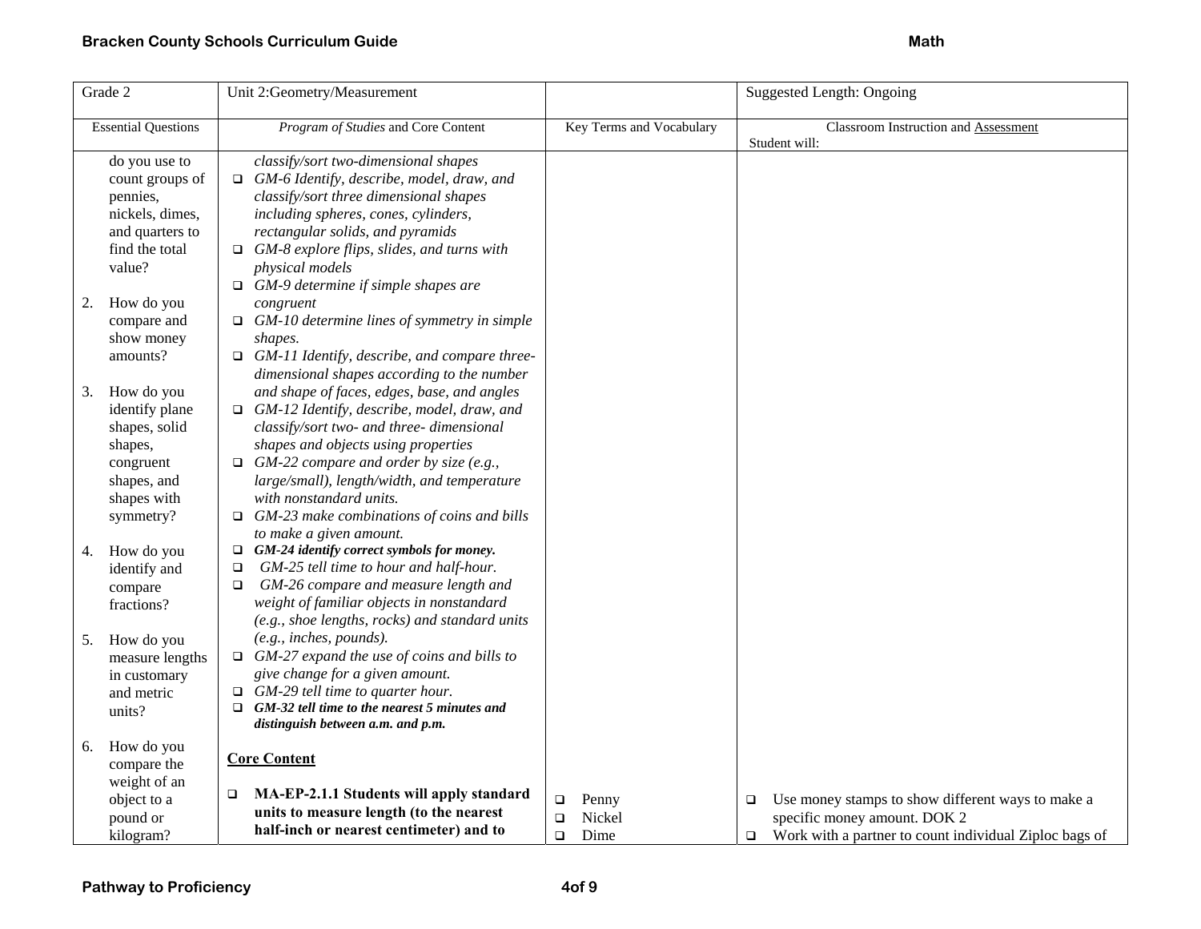| Grade 2 | Unit 2:Geometry/Measurement | | Suggested Length: Ongoing |
|---|---|---|---|
| Essential Questions | *Program of Studies* and Core Content | Key Terms and Vocabulary | Classroom Instruction and Assessment<br>Student will: |
| do you use to count groups of pennies, nickels, dimes, and quarters to find the total value?<br><br>2. How do you compare and show money amounts?<br><br>3. How do you identify plane shapes, solid shapes, congruent shapes, and shapes with symmetry?<br><br>4. How do you identify and compare fractions?<br><br>5. How do you measure lengths in customary and metric units?<br><br>6. How do you compare the weight of an object to a pound or kilogram? | *classify/sort two-dimensional shapes*<br>❑ *GM-6 Identify, describe, model, draw, and classify/sort three dimensional shapes including spheres, cones, cylinders, rectangular solids, and pyramids*<br>❑ *GM-8 explore flips, slides, and turns with physical models*<br>❑ *GM-9 determine if simple shapes are congruent*<br>❑ *GM-10 determine lines of symmetry in simple shapes.*<br>❑ *GM-11 Identify, describe, and compare three-dimensional shapes according to the number and shape of faces, edges, base, and angles*<br>❑ *GM-12 Identify, describe, model, draw, and classify/sort two- and three- dimensional shapes and objects using properties*<br>❑ *GM-22 compare and order by size (e.g., large/small), length/width, and temperature with nonstandard units.*<br>❑ *GM-23 make combinations of coins and bills to make a given amount.*<br>❑ ***GM-24 identify correct symbols for money.***<br>❑ *GM-25 tell time to hour and half-hour.*<br>❑ *GM-26 compare and measure length and weight of familiar objects in nonstandard (e.g., shoe lengths, rocks) and standard units (e.g., inches, pounds).*<br>❑ *GM-27 expand the use of coins and bills to give change for a given amount.*<br>❑ *GM-29 tell time to quarter hour.*<br>❑ ***GM-32 tell time to the nearest 5 minutes and distinguish between a.m. and p.m.***<br><br>**Core Content**<br><br>❑ **MA-EP-2.1.1 Students will apply standard units to measure length (to the nearest half-inch or nearest centimeter) and to** | ❑ Penny<br>❑ Nickel<br>❑ Dime | ❑ Use money stamps to show different ways to make a specific money amount. DOK 2<br>❑ Work with a partner to count individual Ziploc bags of |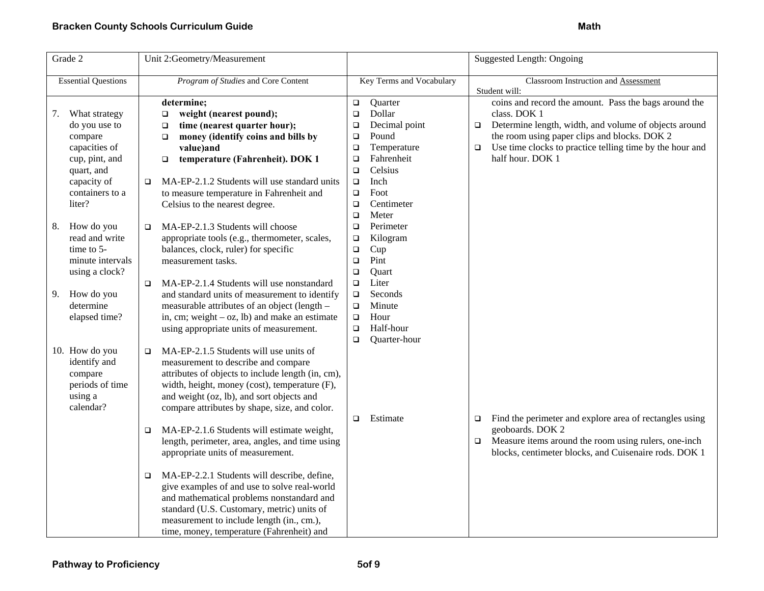| Grade 2 | Unit 2:Geometry/Measurement | | Suggested Length: Ongoing |
|---|---|---|---|
| Essential Questions | *Program of Studies* and Core Content | Key Terms and Vocabulary | Classroom Instruction and Assessment<br>Student will: |
| 7. What strategy do you use to compare capacities of cup, pint, and quart, and capacity of containers to a liter?<br><br>8. How do you read and write time to 5-minute intervals using a clock?<br><br>9. How do you determine elapsed time?<br><br>10. How do you identify and compare periods of time using a calendar? | **determine;**<br>❑ **weight (nearest pound);**<br>❑ **time (nearest quarter hour);**<br>❑ **money (identify coins and bills by value)and**<br>❑ **temperature (Fahrenheit). DOK 1**<br><br>❑ MA-EP-2.1.2 Students will use standard units to measure temperature in Fahrenheit and Celsius to the nearest degree.<br><br>❑ MA-EP-2.1.3 Students will choose appropriate tools (e.g., thermometer, scales, balances, clock, ruler) for specific measurement tasks.<br><br>❑ MA-EP-2.1.4 Students will use nonstandard and standard units of measurement to identify measurable attributes of an object (length – in, cm; weight – oz, lb) and make an estimate using appropriate units of measurement.<br><br>❑ MA-EP-2.1.5 Students will use units of measurement to describe and compare attributes of objects to include length (in, cm), width, height, money (cost), temperature (F), and weight (oz, lb), and sort objects and compare attributes by shape, size, and color.<br><br>❑ MA-EP-2.1.6 Students will estimate weight, length, perimeter, area, angles, and time using appropriate units of measurement.<br><br>❑ MA-EP-2.2.1 Students will describe, define, give examples of and use to solve real-world and mathematical problems nonstandard and standard (U.S. Customary, metric) units of measurement to include length (in., cm.), time, money, temperature (Fahrenheit) and | ❑ Quarter<br>❑ Dollar<br>❑ Decimal point<br>❑ Pound<br>❑ Temperature<br>❑ Fahrenheit<br>❑ Celsius<br>❑ Inch<br>❑ Foot<br>❑ Centimeter<br>❑ Meter<br>❑ Perimeter<br>❑ Kilogram<br>❑ Cup<br>❑ Pint<br>❑ Quart<br>❑ Liter<br>❑ Seconds<br>❑ Minute<br>❑ Hour<br>❑ Half-hour<br>❑ Quarter-hour<br><br>❑ Estimate | coins and record the amount. Pass the bags around the class. DOK 1<br>❑ Determine length, width, and volume of objects around the room using paper clips and blocks. DOK 2<br>❑ Use time clocks to practice telling time by the hour and half hour. DOK 1<br><br>❑ Find the perimeter and explore area of rectangles using geoboards. DOK 2<br>❑ Measure items around the room using rulers, one-inch blocks, centimeter blocks, and Cuisenaire rods. DOK 1 |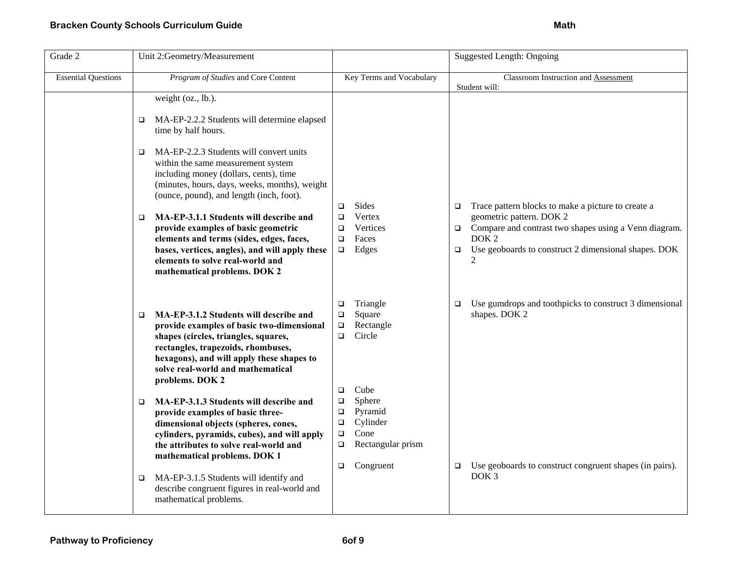| Grade 2 | Unit 2:Geometry/Measurement | | Suggested Length: Ongoing |
|---|---|---|---|
| Essential Questions | *Program of Studies* and Core Content | Key Terms and Vocabulary | Classroom Instruction and Assessment<br>Student will: |
| | weight (oz., lb.).<br><br>❑ MA-EP-2.2.2 Students will determine elapsed time by half hours.<br><br>❑ MA-EP-2.2.3 Students will convert units within the same measurement system including money (dollars, cents), time (minutes, hours, days, weeks, months), weight (ounce, pound), and length (inch, foot). | | |
| | ❑ **MA-EP-3.1.1 Students will describe and provide examples of basic geometric elements and terms (sides, edges, faces, bases, vertices, angles), and will apply these elements to solve real-world and mathematical problems. DOK 2** | ❑ Sides<br>❑ Vertex<br>❑ Vertices<br>❑ Faces<br>❑ Edges | ❑ Trace pattern blocks to make a picture to create a geometric pattern. DOK 2<br>❑ Compare and contrast two shapes using a Venn diagram. DOK 2<br>❑ Use geoboards to construct 2 dimensional shapes. DOK 2 |
| | ❑ **MA-EP-3.1.2 Students will describe and provide examples of basic two-dimensional shapes (circles, triangles, squares, rectangles, trapezoids, rhombuses, hexagons), and will apply these shapes to solve real-world and mathematical problems. DOK 2** | ❑ Triangle<br>❑ Square<br>❑ Rectangle<br>❑ Circle | ❑ Use gumdrops and toothpicks to construct 3 dimensional shapes. DOK 2 |
| | ❑ **MA-EP-3.1.3 Students will describe and provide examples of basic three-dimensional objects (spheres, cones, cylinders, pyramids, cubes), and will apply the attributes to solve real-world and mathematical problems. DOK 1** | ❑ Cube<br>❑ Sphere<br>❑ Pyramid<br>❑ Cylinder<br>❑ Cone<br>❑ Rectangular prism | |
| | ❑ MA-EP-3.1.5 Students will identify and describe congruent figures in real-world and mathematical problems. | ❑ Congruent | ❑ Use geoboards to construct congruent shapes (in pairs). DOK 3 |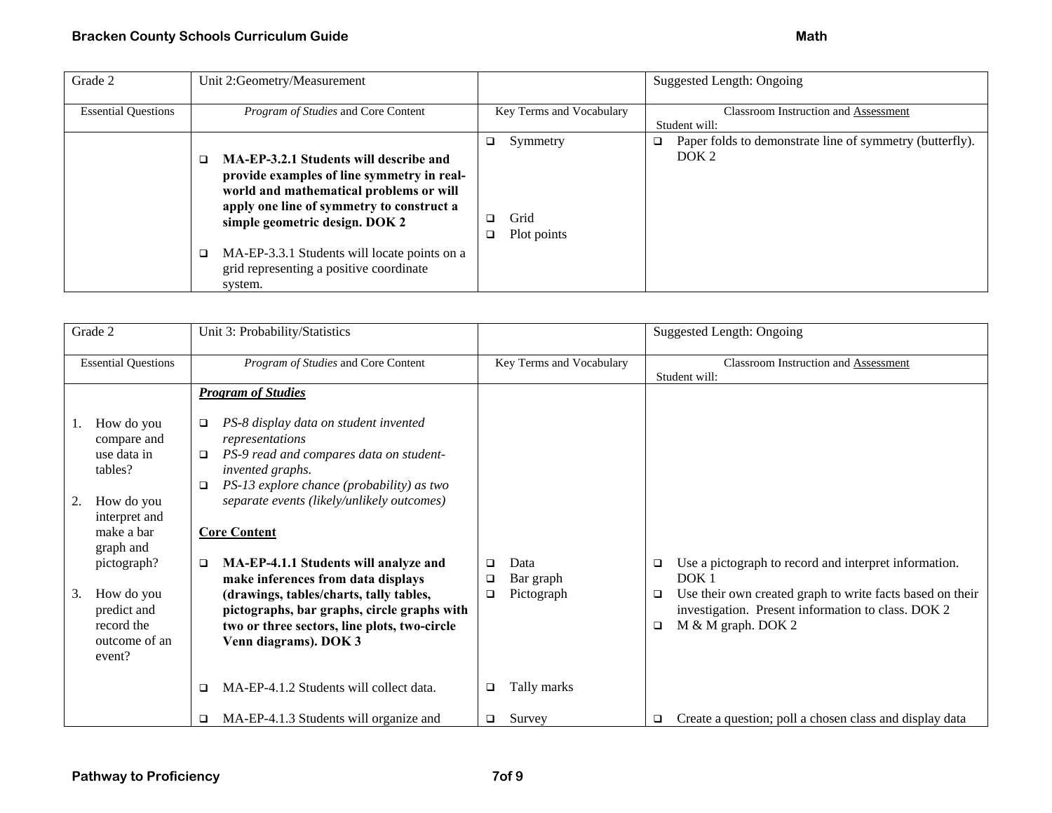| Grade 2 | Unit 2:Geometry/Measurement | | Suggested Length: Ongoing |
|---|---|---|---|
| Essential Questions | *Program of Studies* and Core Content | Key Terms and Vocabulary | Classroom Instruction and Assessment<br>Student will: |
| | ❑ **MA-EP-3.2.1 Students will describe and provide examples of line symmetry in real-world and mathematical problems or will apply one line of symmetry to construct a simple geometric design. DOK 2** | ❑ Symmetry | ❑ Paper folds to demonstrate line of symmetry (butterfly). DOK 2 |
| | ❑ MA-EP-3.3.1 Students will locate points on a grid representing a positive coordinate system. | ❑ Grid<br>❑ Plot points | |

| Grade 2 | Unit 3: Probability/Statistics | | Suggested Length: Ongoing |
|---|---|---|---|
| Essential Questions | *Program of Studies* and Core Content | Key Terms and Vocabulary | Classroom Instruction and Assessment<br>Student will: |
| 1. How do you compare and use data in tables?<br>2. How do you interpret and make a bar graph and pictograph?<br>3. How do you predict and record the outcome of an event? | ***Program of Studies***<br>❑ *PS-8 display data on student invented representations*<br>❑ *PS-9 read and compares data on student-invented graphs.*<br>❑ *PS-13 explore chance (probability) as two separate events (likely/unlikely outcomes)* | | |
| | **Core Content**<br>❑ **MA-EP-4.1.1 Students will analyze and make inferences from data displays (drawings, tables/charts, tally tables, pictographs, bar graphs, circle graphs with two or three sectors, line plots, two-circle Venn diagrams). DOK 3** | ❑ Data<br>❑ Bar graph<br>❑ Pictograph | ❑ Use a pictograph to record and interpret information. DOK 1<br>❑ Use their own created graph to write facts based on their investigation. Present information to class. DOK 2<br>❑ M & M graph. DOK 2 |
| | ❑ MA-EP-4.1.2 Students will collect data. | ❑ Tally marks | |
| | ❑ MA-EP-4.1.3 Students will organize and | ❑ Survey | ❑ Create a question; poll a chosen class and display data |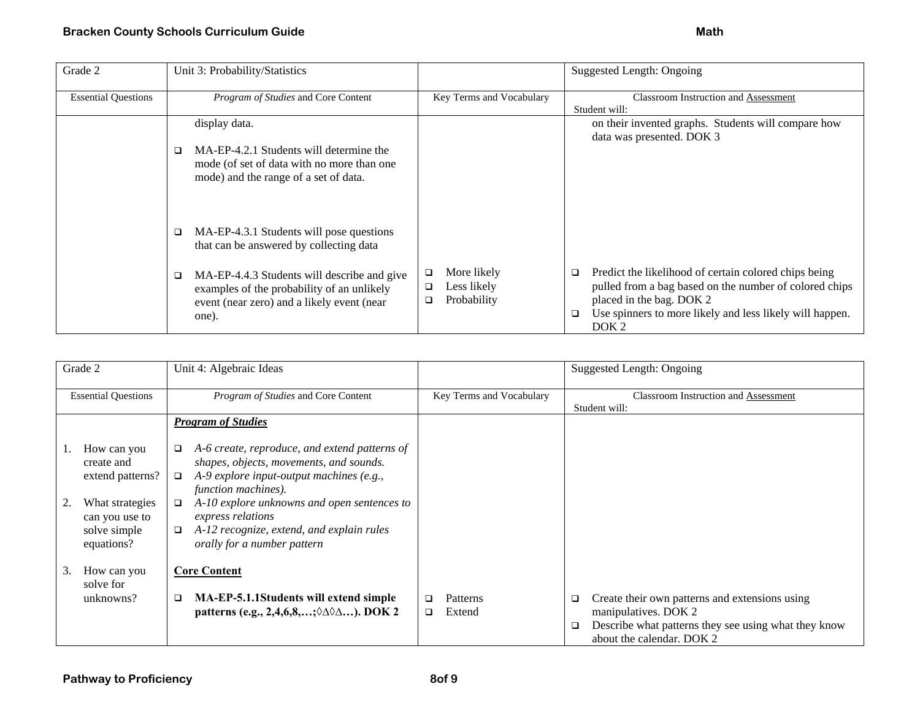| Grade 2 | Unit 3: Probability/Statistics | | Suggested Length: Ongoing |
|---|---|---|---|
| Essential Questions | *Program of Studies* and Core Content | Key Terms and Vocabulary | Classroom Instruction and Assessment<br>Student will: |
| | display data.<br><br>❑ MA-EP-4.2.1 Students will determine the mode (of set of data with no more than one mode) and the range of a set of data.<br><br>❑ MA-EP-4.3.1 Students will pose questions that can be answered by collecting data<br><br>❑ MA-EP-4.4.3 Students will describe and give examples of the probability of an unlikely event (near zero) and a likely event (near one). | ❑ More likely<br>❑ Less likely<br>❑ Probability | on their invented graphs. Students will compare how data was presented. DOK 3<br><br>❑ Predict the likelihood of certain colored chips being pulled from a bag based on the number of colored chips placed in the bag. DOK 2<br>❑ Use spinners to more likely and less likely will happen. DOK 2 |

| Grade 2 | Unit 4: Algebraic Ideas | | Suggested Length: Ongoing |
|---|---|---|---|
| Essential Questions | *Program of Studies* and Core Content | Key Terms and Vocabulary | Classroom Instruction and Assessment<br>Student will: |
| 1. How can you create and extend patterns?<br><br>2. What strategies can you use to solve simple equations?<br><br>3. How can you solve for unknowns? | ***Program of Studies***<br><br>❑ *A-6 create, reproduce, and extend patterns of shapes, objects, movements, and sounds.*<br>❑ *A-9 explore input-output machines (e.g., function machines).*<br>❑ *A-10 explore unknowns and open sentences to express relations*<br>❑ *A-12 recognize, extend, and explain rules orally for a number pattern*<br><br>**Core Content**<br><br>❑ **MA-EP-5.1.1Students will extend simple patterns (e.g., 2,4,6,8,…;◊∆◊∆…). DOK 2** | ❑ Patterns<br>❑ Extend | ❑ Create their own patterns and extensions using manipulatives. DOK 2<br>❑ Describe what patterns they see using what they know about the calendar. DOK 2 |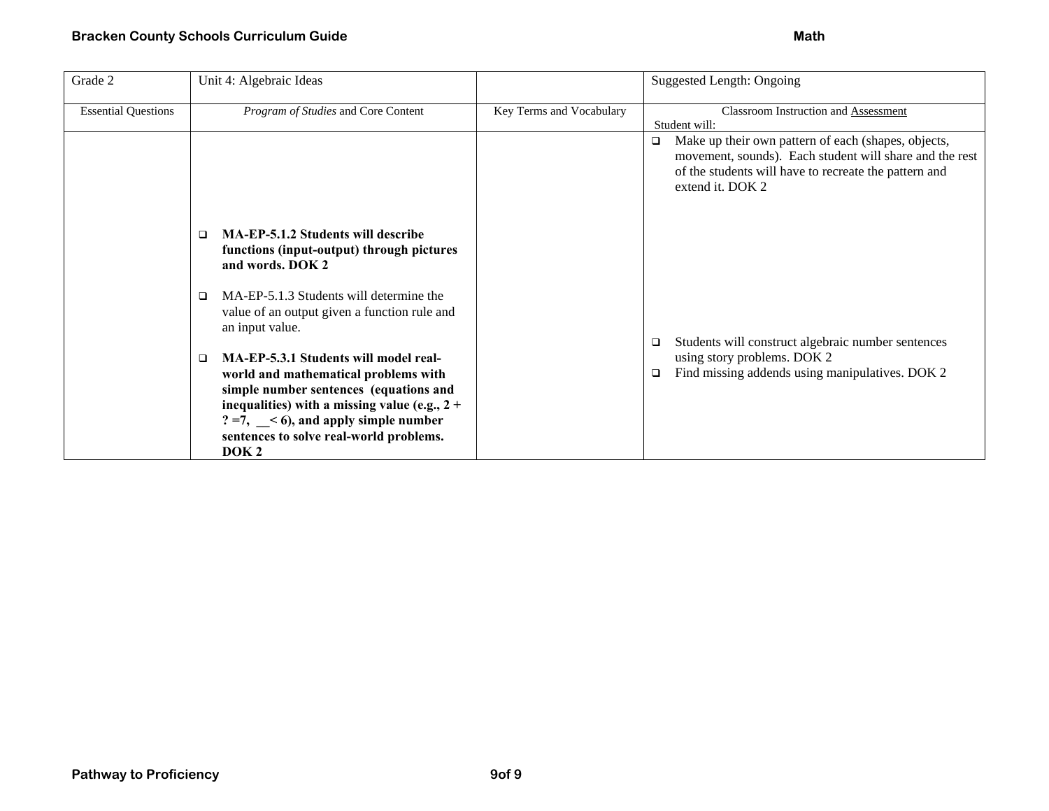| Grade 2 | Unit 4: Algebraic Ideas | | Suggested Length: Ongoing |
|---|---|---|---|
| Essential Questions | *Program of Studies* and Core Content | Key Terms and Vocabulary | Classroom Instruction and Assessment<br>Student will: |
| | ❑ **MA-EP-5.1.2 Students will describe functions (input-output) through pictures and words. DOK 2**<br><br>❑ MA-EP-5.1.3 Students will determine the value of an output given a function rule and an input value.<br><br>❑ **MA-EP-5.3.1 Students will model real-world and mathematical problems with simple number sentences (equations and inequalities) with a missing value (e.g., 2 + ? =7, __< 6), and apply simple number sentences to solve real-world problems. DOK 2** | | ❑ Make up their own pattern of each (shapes, objects, movement, sounds). Each student will share and the rest of the students will have to recreate the pattern and extend it. DOK 2<br><br>❑ Students will construct algebraic number sentences using story problems. DOK 2<br>❑ Find missing addends using manipulatives. DOK 2 |